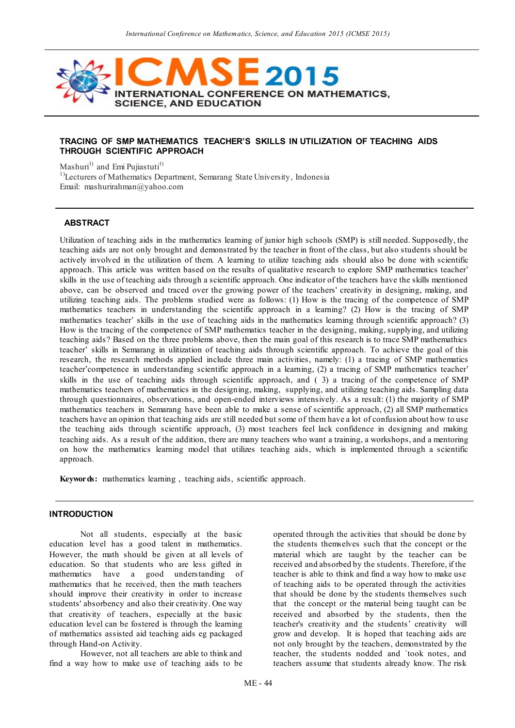**TRACING OF SMP MATHEMATICS TEACHER'S SKILLS IN UTILIZATION OF TEACHING AIDS THROUGH SCIENTIFIC APPROACH**

Mashuri[1)] and Emi Pujiastuti[1)]

[1)]Lecturers of Mathematics Department, Semarang State University, Indonesia

Email: mashurirahman@yahoo.com

## ABSTRACT

Utilization of teaching aids in the mathematics learning of junior high schools (SMP) is still needed. Supposedly, the teaching aids are not only brought and demonstrated by the teacher in front of the class, but also students should be actively involved in the utilization of them. A learning to utilize teaching aids should also be done with scientific approach. This article was written based on the results of qualitative research to explore SMP mathematics teacher' skills in the use of teaching aids through a scientific approach. One indicator of the teachers have the skills mentioned above, can be observed and traced over the growing power of the teachers' creativity in designing, making, and utilizing teaching aids. The problems studied were as follows: (1) How is the tracing of the competence of SMP mathematics teachers in understanding the scientific approach in a learning? (2) How is the tracing of SMP mathematics teacher' skills in the use of teaching aids in the mathematics learning through scientific approach? (3) How is the tracing of the competence of SMP mathematics teacher to make a sense of the teachers' creativity in the designing, making, supplying, and utilizing teaching aids? Based on the three problems above, then the main goal of this research is to trace SMP mathemathics teacher' skills in Semarang in ulitization of teaching aids through scientific approach. To achieve the goal of this research, the research methods applied include three main activities, namely: (1) a tracing of SMP mathematics teacher'competence in understanding scientific approach in a learning, (2) a tracing of SMP mathematics teacher' skills in the use of teaching aids through scientific approach, and ( 3) a tracing of the competence of SMP mathematics teachers of mathematics in the designing, making, supplying, and utilizing teaching aids. Sampling data through questionnaires, observations, and open-ended interviews intensively. As a result: (1) the majority of SMP mathematics teachers in Semarang have been able to make a sense of scientific approach, (2) all SMP mathematics teachers have an opinion that teaching aids are still needed but some of them have a lot of confusion about how to use the teaching aids through scientific approach, (3) most teachers feel lack confidence in designing and making teaching aids. As a result of the addition, there are many teachers who want a training, a workshops, and a mentoring on how the mathematics learning model that utilizes teaching aids, which is implemented through a scientific approach.

**Keywords:** mathematics learning , teaching aids, scientific approach.

## INTRODUCTION

Not all students, especially at the basic education level has a good talent in mathematics. However, the math should be given at all levels of education. So that students who are less gifted in mathematics have a good understanding of mathematics that he received, then the math teachers should improve their creativity in order to increase students' absorbency and also their creativity. One way that creativity of teachers, especially at the basic education level can be fostered is through the learning of mathematics assisted aid teaching aids eg packaged through Hand-on Activity.

However, not all teachers are able to think and find a way how to make use of teaching aids to be operated through the activities that should be done by the students themselves such that the concept or the material which are taught by the teacher can be received and absorbed by the students. Therefore, if the teacher is able to think and find a way how to make use of teaching aids to be operated through the activities that should be done by the students themselves such that the concept or the material being taught can be received and absorbed by the students, then the teacher's creativity and the students' creativity will grow and develop. It is hoped that teaching aids are not only brought by the teachers, demonstrated by the teacher, the students nodded and `took notes, and teachers assume that students already know. The risk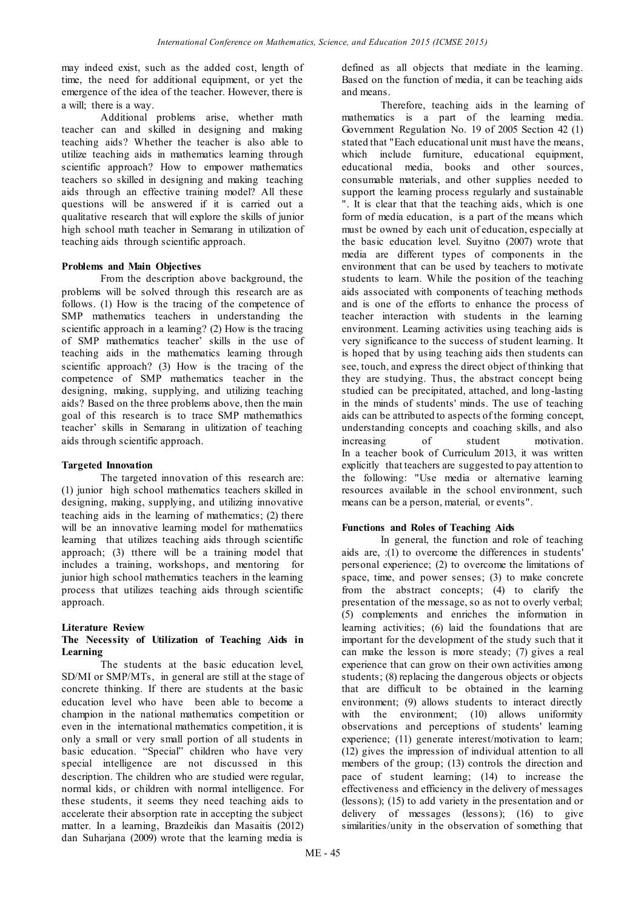may indeed exist, such as the added cost, length of time, the need for additional equipment, or yet the emergence of the idea of the teacher. However, there is a will; there is a way.

Additional problems arise, whether math teacher can and skilled in designing and making teaching aids? Whether the teacher is also able to utilize teaching aids in mathematics learning through scientific approach? How to empower mathematics teachers so skilled in designing and making teaching aids through an effective training model? All these questions will be answered if it is carried out a qualitative research that will explore the skills of junior high school math teacher in Semarang in utilization of teaching aids through scientific approach.

**Problems and Main Objectives**

From the description above background, the problems will be solved through this research are as follows. (1) How is the tracing of the competence of SMP mathematics teachers in understanding the scientific approach in a learning? (2) How is the tracing of SMP mathematics teacher' skills in the use of teaching aids in the mathematics learning through scientific approach? (3) How is the tracing of the competence of SMP mathematics teacher in the designing, making, supplying, and utilizing teaching aids? Based on the three problems above, then the main goal of this research is to trace SMP mathemathics teacher' skills in Semarang in ulitization of teaching aids through scientific approach.

**Targeted Innovation**

The targeted innovation of this research are: (1) junior high school mathematics teachers skilled in designing, making, supplying, and utilizing innovative teaching aids in the learning of mathematics; (2) there will be an innovative learning model for mathematiics learning that utilizes teaching aids through scientific approach; (3) tthere will be a training model that includes a training, workshops, and mentoring for junior high school mathematics teachers in the learning process that utilizes teaching aids through scientific approach.

**Literature Review**

**The Necessity of Utilization of Teaching Aids in Learning**

The students at the basic education level, SD/MI or SMP/MTs, in general are still at the stage of concrete thinking. If there are students at the basic education level who have been able to become a champion in the national mathematics competition or even in the international mathematics competition, it is only a small or very small portion of all students in basic education. "Special" children who have very special intelligence are not discussed in this description. The children who are studied were regular, normal kids, or children with normal intelligence. For these students, it seems they need teaching aids to accelerate their absorption rate in accepting the subject matter. In a learning, Brazdeikis dan Masaitis (2012) dan Suharjana (2009) wrote that the learning media is defined as all objects that mediate in the learning. Based on the function of media, it can be teaching aids and means.

Therefore, teaching aids in the learning of mathematics is a part of the learning media. Government Regulation No. 19 of 2005 Section 42 (1) stated that "Each educational unit must have the means, which include furniture, educational equipment, educational media, books and other sources, consumable materials, and other supplies needed to support the learning process regularly and sustainable ". It is clear that that the teaching aids, which is one form of media education, is a part of the means which must be owned by each unit of education, especially at the basic education level. Suyitno (2007) wrote that media are different types of components in the environment that can be used by teachers to motivate students to learn. While the position of the teaching aids associated with components of teaching methods and is one of the efforts to enhance the process of teacher interaction with students in the learning environment. Learning activities using teaching aids is very significance to the success of student learning. It is hoped that by using teaching aids then students can see, touch, and express the direct object of thinking that they are studying. Thus, the abstract concept being studied can be precipitated, attached, and long-lasting in the minds of students' minds. The use of teaching aids can be attributed to aspects of the forming concept, understanding concepts and coaching skills, and also increasing of student motivation.

In a teacher book of Curriculum 2013, it was written explicitly that teachers are suggested to pay attention to the following: "Use media or alternative learning resources available in the school environment, such means can be a person, material, or events".

**Functions and Roles of Teaching Aids**

In general, the function and role of teaching aids are, :(1) to overcome the differences in students' personal experience; (2) to overcome the limitations of space, time, and power senses; (3) to make concrete from the abstract concepts; (4) to clarify the presentation of the message, so as not to overly verbal; (5) complements and enriches the information in learning activities; (6) laid the foundations that are important for the development of the study such that it can make the lesson is more steady; (7) gives a real experience that can grow on their own activities among students; (8) replacing the dangerous objects or objects that are difficult to be obtained in the learning environment; (9) allows students to interact directly with the environment; (10) allows uniformity observations and perceptions of students' learning experience; (11) generate interest/motivation to learn; (12) gives the impression of individual attention to all members of the group; (13) controls the direction and pace of student learning; (14) to increase the effectiveness and efficiency in the delivery of messages (lessons); (15) to add variety in the presentation and or delivery of messages (lessons); (16) to give similarities/unity in the observation of something that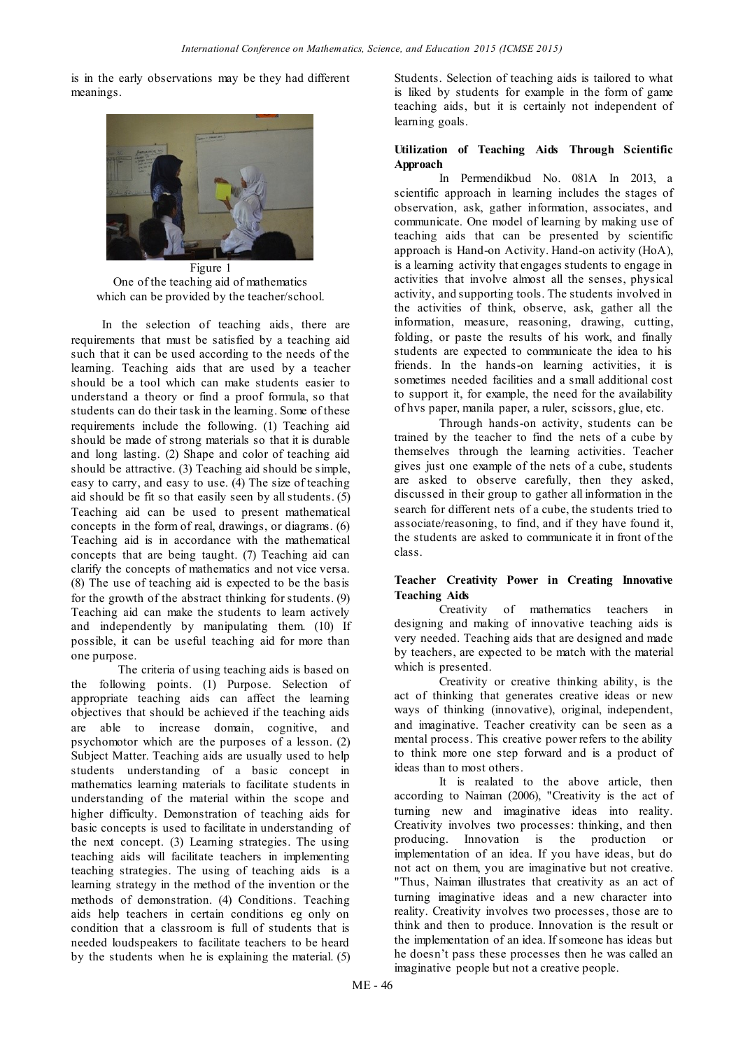is in the early observations may be they had different meanings.

Figure 1
One of the teaching aid of mathematics which can be provided by the teacher/school.

In the selection of teaching aids, there are requirements that must be satisfied by a teaching aid such that it can be used according to the needs of the learning. Teaching aids that are used by a teacher should be a tool which can make students easier to understand a theory or find a proof formula, so that students can do their task in the learning. Some of these requirements include the following. (1) Teaching aid should be made of strong materials so that it is durable and long lasting. (2) Shape and color of teaching aid should be attractive. (3) Teaching aid should be simple, easy to carry, and easy to use. (4) The size of teaching aid should be fit so that easily seen by all students. (5) Teaching aid can be used to present mathematical concepts in the form of real, drawings, or diagrams. (6) Teaching aid is in accordance with the mathematical concepts that are being taught. (7) Teaching aid can clarify the concepts of mathematics and not vice versa. (8) The use of teaching aid is expected to be the basis for the growth of the abstract thinking for students. (9) Teaching aid can make the students to learn actively and independently by manipulating them. (10) If possible, it can be useful teaching aid for more than one purpose.

The criteria of using teaching aids is based on the following points. (1) Purpose. Selection of appropriate teaching aids can affect the learning objectives that should be achieved if the teaching aids are able to increase domain, cognitive, and psychomotor which are the purposes of a lesson. (2) Subject Matter. Teaching aids are usually used to help students understanding of a basic concept in mathematics learning materials to facilitate students in understanding of the material within the scope and higher difficulty. Demonstration of teaching aids for basic concepts is used to facilitate in understanding of the next concept. (3) Learning strategies. The using teaching aids will facilitate teachers in implementing teaching strategies. The using of teaching aids is a learning strategy in the method of the invention or the methods of demonstration. (4) Conditions. Teaching aids help teachers in certain conditions eg only on condition that a classroom is full of students that is needed loudspeakers to facilitate teachers to be heard by the students when he is explaining the material. (5) Students. Selection of teaching aids is tailored to what is liked by students for example in the form of game teaching aids, but it is certainly not independent of learning goals.

**Utilization of Teaching Aids Through Scientific Approach**

In Permendikbud No. 081A In 2013, a scientific approach in learning includes the stages of observation, ask, gather information, associates, and communicate. One model of learning by making use of teaching aids that can be presented by scientific approach is Hand-on Activity. Hand-on activity (HoA), is a learning activity that engages students to engage in activities that involve almost all the senses, physical activity, and supporting tools. The students involved in the activities of think, observe, ask, gather all the information, measure, reasoning, drawing, cutting, folding, or paste the results of his work, and finally students are expected to communicate the idea to his friends. In the hands-on learning activities, it is sometimes needed facilities and a small additional cost to support it, for example, the need for the availability of hvs paper, manila paper, a ruler, scissors, glue, etc.

Through hands-on activity, students can be trained by the teacher to find the nets of a cube by themselves through the learning activities. Teacher gives just one example of the nets of a cube, students are asked to observe carefully, then they asked, discussed in their group to gather all information in the search for different nets of a cube, the students tried to associate/reasoning, to find, and if they have found it, the students are asked to communicate it in front of the class.

**Teacher Creativity Power in Creating Innovative Teaching Aids**

Creativity of mathematics teachers in designing and making of innovative teaching aids is very needed. Teaching aids that are designed and made by teachers, are expected to be match with the material which is presented.

Creativity or creative thinking ability, is the act of thinking that generates creative ideas or new ways of thinking (innovative), original, independent, and imaginative. Teacher creativity can be seen as a mental process. This creative power refers to the ability to think more one step forward and is a product of ideas than to most others.

It is realated to the above article, then according to Naiman (2006), "Creativity is the act of turning new and imaginative ideas into reality. Creativity involves two processes: thinking, and then producing. Innovation is the production or implementation of an idea. If you have ideas, but do not act on them, you are imaginative but not creative. "Thus, Naiman illustrates that creativity as an act of turning imaginative ideas and a new character into reality. Creativity involves two processes, those are to think and then to produce. Innovation is the result or the implementation of an idea. If someone has ideas but he doesn't pass these processes then he was called an imaginative people but not a creative people.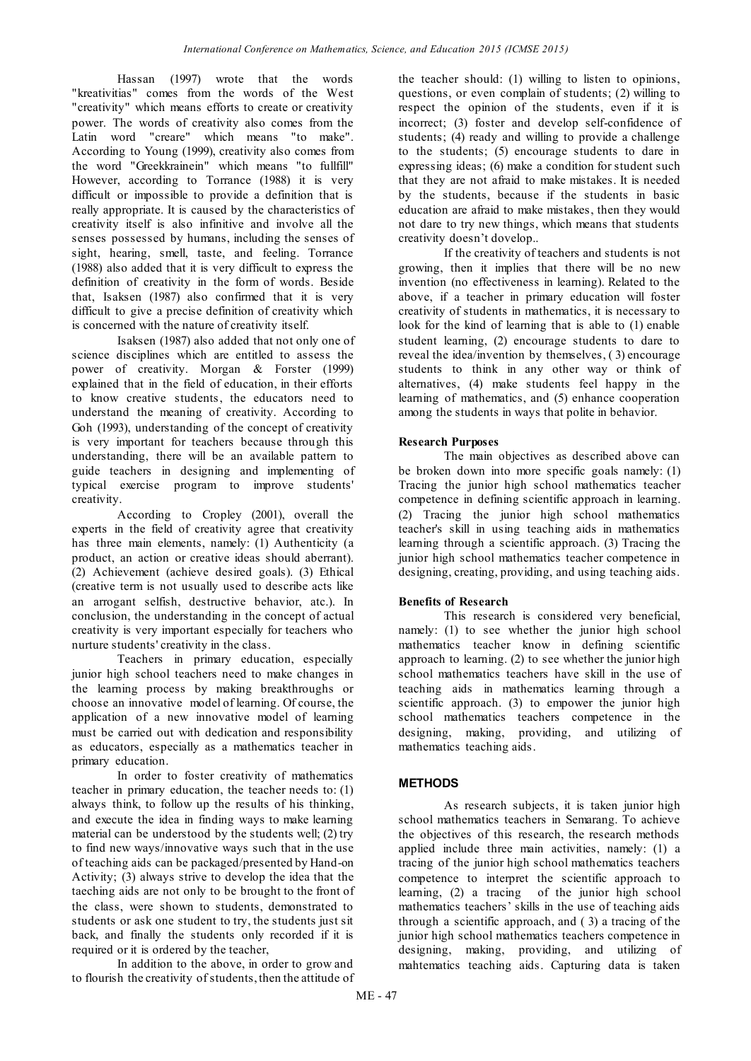Hassan (1997) wrote that the words "kreativitias" comes from the words of the West "creativity" which means efforts to create or creativity power. The words of creativity also comes from the Latin word "creare" which means "to make". According to Young (1999), creativity also comes from the word "Greekkrainein" which means "to fullfill" However, according to Torrance (1988) it is very difficult or impossible to provide a definition that is really appropriate. It is caused by the characteristics of creativity itself is also infinitive and involve all the senses possessed by humans, including the senses of sight, hearing, smell, taste, and feeling. Torrance (1988) also added that it is very difficult to express the definition of creativity in the form of words. Beside that, Isaksen (1987) also confirmed that it is very difficult to give a precise definition of creativity which is concerned with the nature of creativity itself.

Isaksen (1987) also added that not only one of science disciplines which are entitled to assess the power of creativity. Morgan & Forster (1999) explained that in the field of education, in their efforts to know creative students, the educators need to understand the meaning of creativity. According to Goh (1993), understanding of the concept of creativity is very important for teachers because through this understanding, there will be an available pattern to guide teachers in designing and implementing of typical exercise program to improve students' creativity.

According to Cropley (2001), overall the experts in the field of creativity agree that creativity has three main elements, namely: (1) Authenticity (a product, an action or creative ideas should aberrant). (2) Achievement (achieve desired goals). (3) Ethical (creative term is not usually used to describe acts like an arrogant selfish, destructive behavior, atc.). In conclusion, the understanding in the concept of actual creativity is very important especially for teachers who nurture students' creativity in the class.

Teachers in primary education, especially junior high school teachers need to make changes in the learning process by making breakthroughs or choose an innovative model of learning. Of course, the application of a new innovative model of learning must be carried out with dedication and responsibility as educators, especially as a mathematics teacher in primary education.

In order to foster creativity of mathematics teacher in primary education, the teacher needs to: (1) always think, to follow up the results of his thinking, and execute the idea in finding ways to make learning material can be understood by the students well; (2) try to find new ways/innovative ways such that in the use of teaching aids can be packaged/presented by Hand-on Activity; (3) always strive to develop the idea that the taeching aids are not only to be brought to the front of the class, were shown to students, demonstrated to students or ask one student to try, the students just sit back, and finally the students only recorded if it is required or it is ordered by the teacher,

In addition to the above, in order to grow and to flourish the creativity of students, then the attitude of the teacher should: (1) willing to listen to opinions, questions, or even complain of students; (2) willing to respect the opinion of the students, even if it is incorrect; (3) foster and develop self-confidence of students; (4) ready and willing to provide a challenge to the students; (5) encourage students to dare in expressing ideas; (6) make a condition for student such that they are not afraid to make mistakes. It is needed by the students, because if the students in basic education are afraid to make mistakes, then they would not dare to try new things, which means that students creativity doesn't dovelop..

If the creativity of teachers and students is not growing, then it implies that there will be no new invention (no effectiveness in learning). Related to the above, if a teacher in primary education will foster creativity of students in mathematics, it is necessary to look for the kind of learning that is able to (1) enable student learning, (2) encourage students to dare to reveal the idea/invention by themselves, ( 3) encourage students to think in any other way or think of alternatives, (4) make students feel happy in the learning of mathematics, and (5) enhance cooperation among the students in ways that polite in behavior.

**Research Purposes**

The main objectives as described above can be broken down into more specific goals namely: (1) Tracing the junior high school mathematics teacher competence in defining scientific approach in learning. (2) Tracing the junior high school mathematics teacher's skill in using teaching aids in mathematics learning through a scientific approach. (3) Tracing the junior high school mathematics teacher competence in designing, creating, providing, and using teaching aids.

**Benefits of Research**

This research is considered very beneficial, namely: (1) to see whether the junior high school mathematics teacher know in defining scientific approach to learning. (2) to see whether the junior high school mathematics teachers have skill in the use of teaching aids in mathematics learning through a scientific approach. (3) to empower the junior high school mathematics teachers competence in the designing, making, providing, and utilizing of mathematics teaching aids.

## METHODS

As research subjects, it is taken junior high school mathematics teachers in Semarang. To achieve the objectives of this research, the research methods applied include three main activities, namely: (1) a tracing of the junior high school mathematics teachers competence to interpret the scientific approach to learning, (2) a tracing of the junior high school mathematics teachers' skills in the use of teaching aids through a scientific approach, and ( 3) a tracing of the junior high school mathematics teachers competence in designing, making, providing, and utilizing of mahtematics teaching aids. Capturing data is taken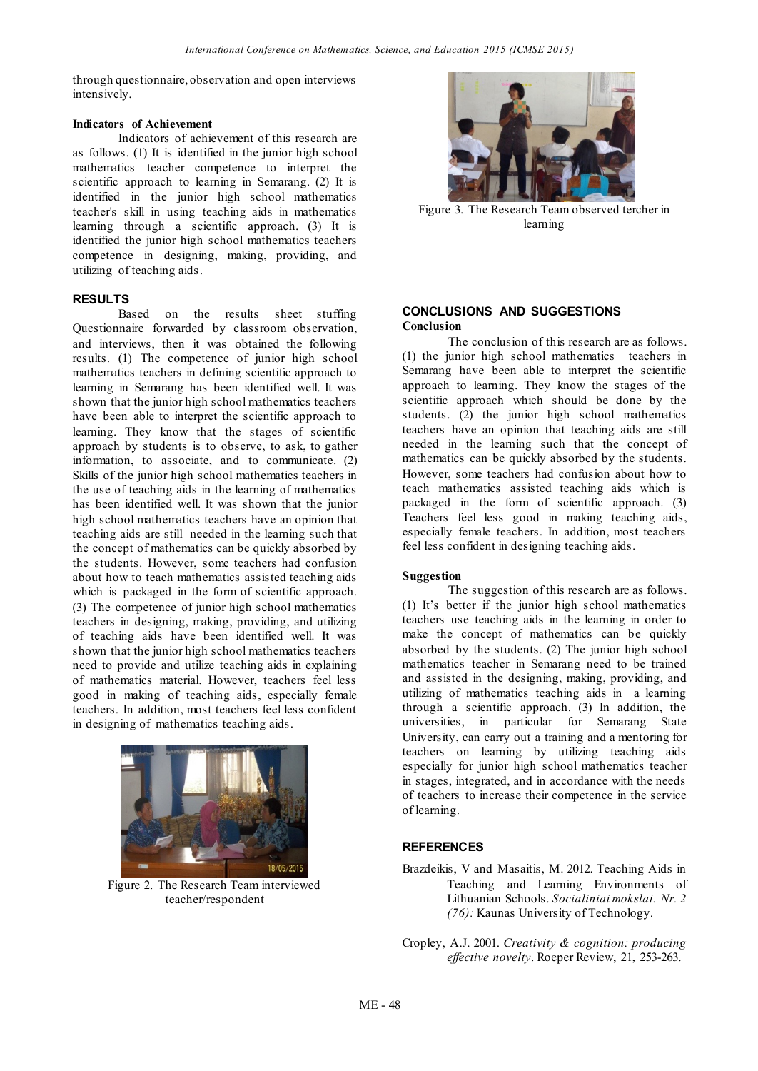through questionnaire, observation and open interviews intensively.

**Indicators of Achievement**

Indicators of achievement of this research are as follows. (1) It is identified in the junior high school mathematics teacher competence to interpret the scientific approach to learning in Semarang. (2) It is identified in the junior high school mathematics teacher's skill in using teaching aids in mathematics learning through a scientific approach. (3) It is identified the junior high school mathematics teachers competence in designing, making, providing, and utilizing of teaching aids.

## RESULTS

Based on the results sheet stuffing Questionnaire forwarded by classroom observation, and interviews, then it was obtained the following results. (1) The competence of junior high school mathematics teachers in defining scientific approach to learning in Semarang has been identified well. It was shown that the junior high school mathematics teachers have been able to interpret the scientific approach to learning. They know that the stages of scientific approach by students is to observe, to ask, to gather information, to associate, and to communicate. (2) Skills of the junior high school mathematics teachers in the use of teaching aids in the learning of mathematics has been identified well. It was shown that the junior high school mathematics teachers have an opinion that teaching aids are still needed in the learning such that the concept of mathematics can be quickly absorbed by the students. However, some teachers had confusion about how to teach mathematics assisted teaching aids which is packaged in the form of scientific approach. (3) The competence of junior high school mathematics teachers in designing, making, providing, and utilizing of teaching aids have been identified well. It was shown that the junior high school mathematics teachers need to provide and utilize teaching aids in explaining of mathematics material. However, teachers feel less good in making of teaching aids, especially female teachers. In addition, most teachers feel less confident in designing of mathematics teaching aids.

Figure 2. The Research Team interviewed teacher/respondent

Figure 3. The Research Team observed tercher in learning

## CONCLUSIONS AND SUGGESTIONS

### Conclusion

The conclusion of this research are as follows. (1) the junior high school mathematics teachers in Semarang have been able to interpret the scientific approach to learning. They know the stages of the scientific approach which should be done by the students. (2) the junior high school mathematics teachers have an opinion that teaching aids are still needed in the learning such that the concept of mathematics can be quickly absorbed by the students. However, some teachers had confusion about how to teach mathematics assisted teaching aids which is packaged in the form of scientific approach. (3) Teachers feel less good in making teaching aids, especially female teachers. In addition, most teachers feel less confident in designing teaching aids.

### Suggestion

The suggestion of this research are as follows. (1) It's better if the junior high school mathematics teachers use teaching aids in the learning in order to make the concept of mathematics can be quickly absorbed by the students. (2) The junior high school mathematics teacher in Semarang need to be trained and assisted in the designing, making, providing, and utilizing of mathematics teaching aids in a learning through a scientific approach. (3) In addition, the universities, in particular for Semarang State University, can carry out a training and a mentoring for teachers on learning by utilizing teaching aids especially for junior high school mathematics teacher in stages, integrated, and in accordance with the needs of teachers to increase their competence in the service of learning.

## REFERENCES

Brazdeikis, V and Masaitis, M. 2012. Teaching Aids in Teaching and Learning Environments of Lithuanian Schools. *Socialiniai mokslai. Nr. 2 (76):* Kaunas University of Technology.

Cropley, A.J. 2001. *Creativity & cognition: producing effective novelty*. Roeper Review, 21, 253-263.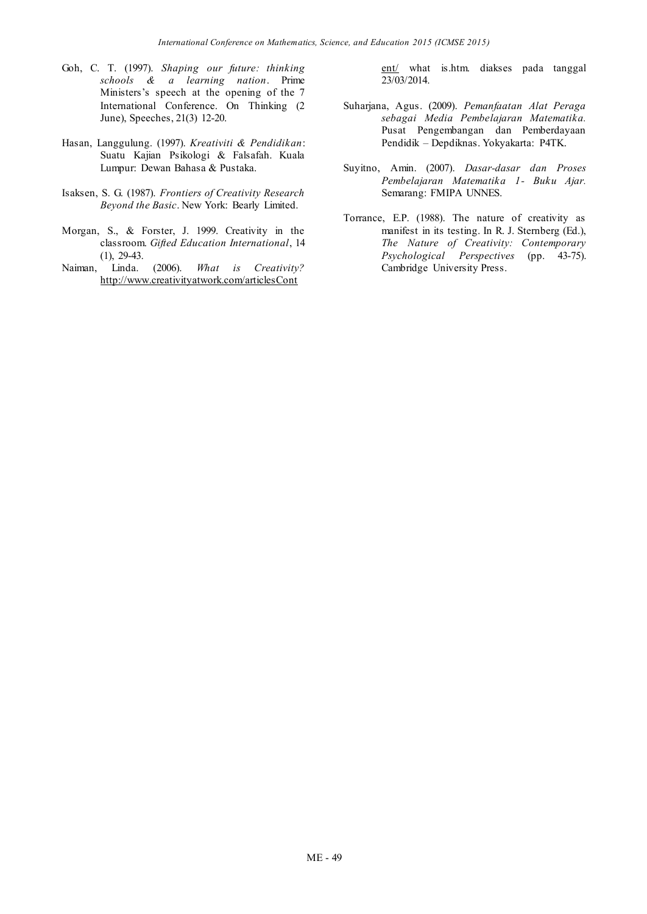Goh, C. T. (1997). *Shaping our future: thinking schools & a learning nation*. Prime Ministers's speech at the opening of the 7 International Conference. On Thinking (2 June), Speeches, 21(3) 12-20.

Hasan, Langgulung. (1997). *Kreativiti & Pendidikan*: Suatu Kajian Psikologi & Falsafah. Kuala Lumpur: Dewan Bahasa & Pustaka.

Isaksen, S. G. (1987). *Frontiers of Creativity Research Beyond the Basic*. New York: Bearly Limited.

Morgan, S., & Forster, J. 1999. Creativity in the classroom. *Gifted Education International*, 14 (1), 29-43.

Naiman, Linda. (2006). *What is Creativity?* http://www.creativityatwork.com/articlesContent/ what is.htm. diakses pada tanggal 23/03/2014.

Suharjana, Agus. (2009). *Pemanfaatan Alat Peraga sebagai Media Pembelajaran Matematika.* Pusat Pengembangan dan Pemberdayaan Pendidik – Depdiknas. Yokyakarta: P4TK.

Suyitno, Amin. (2007). *Dasar-dasar dan Proses Pembelajaran Matematika 1- Buku Ajar.* Semarang: FMIPA UNNES.

Torrance, E.P. (1988). The nature of creativity as manifest in its testing. In R. J. Sternberg (Ed.), *The Nature of Creativity: Contemporary Psychological Perspectives* (pp. 43-75). Cambridge University Press.